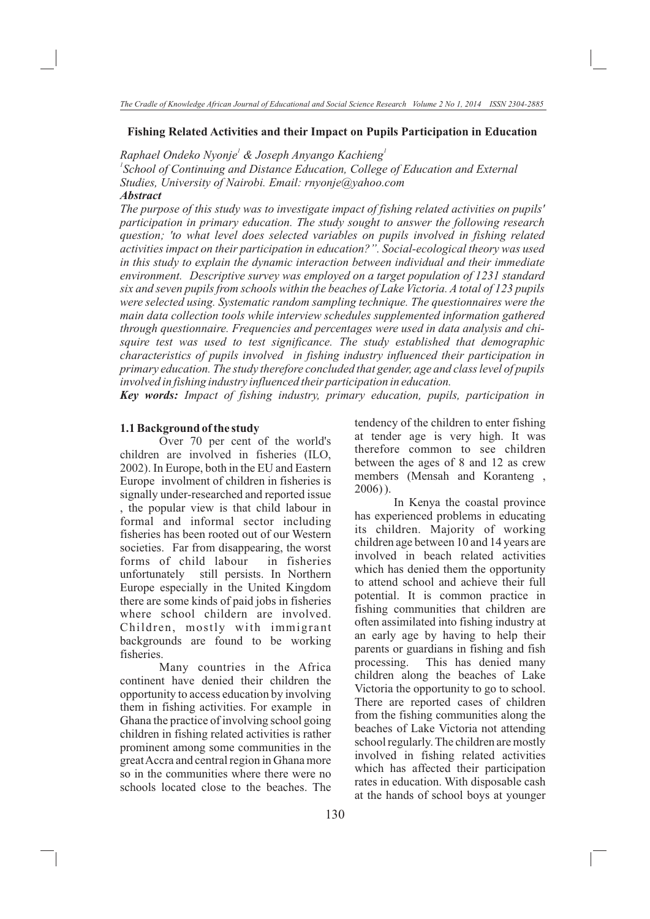## Fishing Related Activities and their Impact on Pupils Participation in Education

*Raphael Ondeko Nyonje*[1] *& Joseph Anyango Kachieng*[1]

[1]*School of Continuing and Distance Education, College of Education and External Studies, University of Nairobi. Email: rnyonje@yahoo.com*

***Abstract***

*The purpose of this study was to investigate impact of fishing related activities on pupils' participation in primary education. The study sought to answer the following research question; 'to what level does selected variables on pupils involved in fishing related activities impact on their participation in education?". Social-ecological theory was used in this study to explain the dynamic interaction between individual and their immediate environment. Descriptive survey was employed on a target population of 1231 standard six and seven pupils from schools within the beaches of Lake Victoria. A total of 123 pupils were selected using. Systematic random sampling technique. The questionnaires were the main data collection tools while interview schedules supplemented information gathered through questionnaire. Frequencies and percentages were used in data analysis and chi-squire test was used to test significance. The study established that demographic characteristics of pupils involved in fishing industry influenced their participation in primary education. The study therefore concluded that gender, age and class level of pupils involved in fishing industry influenced their participation in education.*

***Key words:*** *Impact of fishing industry, primary education, pupils, participation in*

### 1.1 Background of the study

Over 70 per cent of the world's children are involved in fisheries (ILO, 2002). In Europe, both in the EU and Eastern Europe involment of children in fisheries is signally under-researched and reported issue , the popular view is that child labour in formal and informal sector including fisheries has been rooted out of our Western societies. Far from disappearing, the worst forms of child labour in fisheries unfortunately still persists. In Northern Europe especially in the United Kingdom there are some kinds of paid jobs in fisheries where school childern are involved. Children, mostly with immigrant backgrounds are found to be working fisheries.

Many countries in the Africa continent have denied their children the opportunity to access education by involving them in fishing activities. For example in Ghana the practice of involving school going children in fishing related activities is rather prominent among some communities in the great Accra and central region in Ghana more so in the communities where there were no schools located close to the beaches. The tendency of the children to enter fishing at tender age is very high. It was therefore common to see children between the ages of 8 and 12 as crew members (Mensah and Koranteng , 2006) ).

In Kenya the coastal province has experienced problems in educating its children. Majority of working children age between 10 and 14 years are involved in beach related activities which has denied them the opportunity to attend school and achieve their full potential. It is common practice in fishing communities that children are often assimilated into fishing industry at an early age by having to help their parents or guardians in fishing and fish processing. This has denied many children along the beaches of Lake Victoria the opportunity to go to school. There are reported cases of children from the fishing communities along the beaches of Lake Victoria not attending school regularly. The children are mostly involved in fishing related activities which has affected their participation rates in education. With disposable cash at the hands of school boys at younger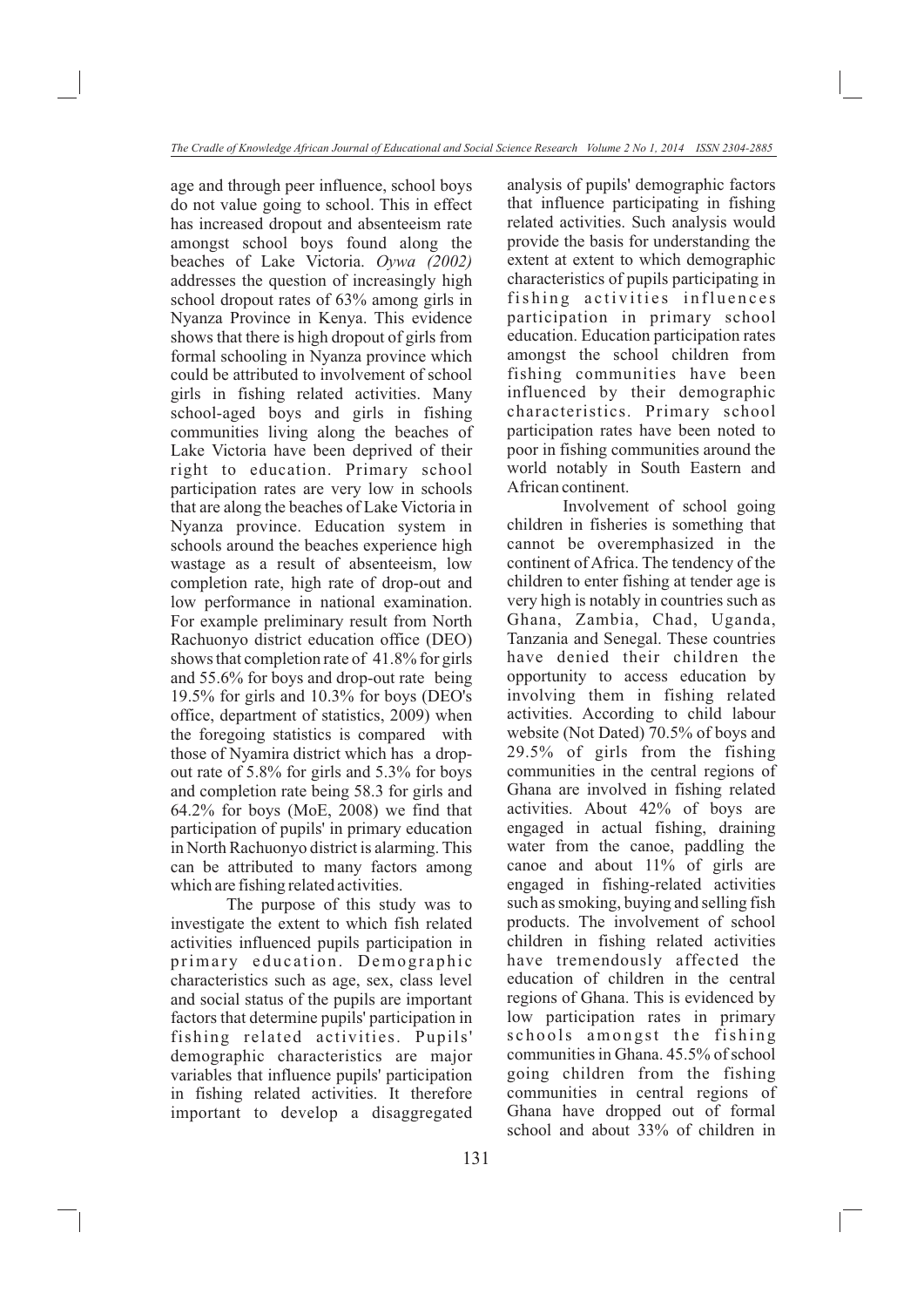age and through peer influence, school boys do not value going to school. This in effect has increased dropout and absenteeism rate amongst school boys found along the beaches of Lake Victoria. *Oywa (2002)* addresses the question of increasingly high school dropout rates of 63% among girls in Nyanza Province in Kenya. This evidence shows that there is high dropout of girls from formal schooling in Nyanza province which could be attributed to involvement of school girls in fishing related activities. Many school-aged boys and girls in fishing communities living along the beaches of Lake Victoria have been deprived of their right to education. Primary school participation rates are very low in schools that are along the beaches of Lake Victoria in Nyanza province. Education system in schools around the beaches experience high wastage as a result of absenteeism, low completion rate, high rate of drop-out and low performance in national examination. For example preliminary result from North Rachuonyo district education office (DEO) shows that completion rate of 41.8% for girls and 55.6% for boys and drop-out rate being 19.5% for girls and 10.3% for boys (DEO's office, department of statistics, 2009) when the foregoing statistics is compared with those of Nyamira district which has a drop-out rate of 5.8% for girls and 5.3% for boys and completion rate being 58.3 for girls and 64.2% for boys (MoE, 2008) we find that participation of pupils' in primary education in North Rachuonyo district is alarming. This can be attributed to many factors among which are fishing related activities.

The purpose of this study was to investigate the extent to which fish related activities influenced pupils participation in primary education. Demographic characteristics such as age, sex, class level and social status of the pupils are important factors that determine pupils' participation in fishing related activities. Pupils' demographic characteristics are major variables that influence pupils' participation in fishing related activities. It therefore important to develop a disaggregated analysis of pupils' demographic factors that influence participating in fishing related activities. Such analysis would provide the basis for understanding the extent at extent to which demographic characteristics of pupils participating in fishing activities influences participation in primary school education. Education participation rates amongst the school children from fishing communities have been influenced by their demographic characteristics. Primary school participation rates have been noted to poor in fishing communities around the world notably in South Eastern and African continent.

Involvement of school going children in fisheries is something that cannot be overemphasized in the continent of Africa. The tendency of the children to enter fishing at tender age is very high is notably in countries such as Ghana, Zambia, Chad, Uganda, Tanzania and Senegal. These countries have denied their children the opportunity to access education by involving them in fishing related activities. According to child labour website (Not Dated) 70.5% of boys and 29.5% of girls from the fishing communities in the central regions of Ghana are involved in fishing related activities. About 42% of boys are engaged in actual fishing, draining water from the canoe, paddling the canoe and about 11% of girls are engaged in fishing-related activities such as smoking, buying and selling fish products. The involvement of school children in fishing related activities have tremendously affected the education of children in the central regions of Ghana. This is evidenced by low participation rates in primary schools amongst the fishing communities in Ghana. 45.5% of school going children from the fishing communities in central regions of Ghana have dropped out of formal school and about 33% of children in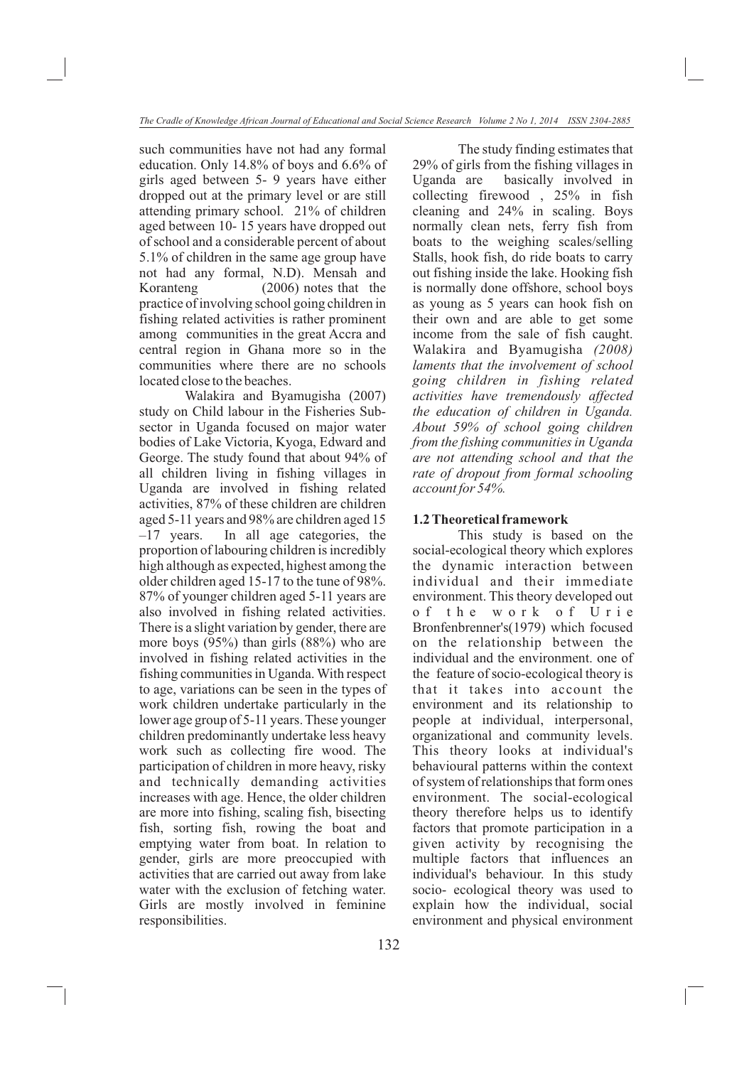such communities have not had any formal education. Only 14.8% of boys and 6.6% of girls aged between 5- 9 years have either dropped out at the primary level or are still attending primary school. 21% of children aged between 10- 15 years have dropped out of school and a considerable percent of about 5.1% of children in the same age group have not had any formal, N.D). Mensah and Koranteng (2006) notes that the practice of involving school going children in fishing related activities is rather prominent among communities in the great Accra and central region in Ghana more so in the communities where there are no schools located close to the beaches.

Walakira and Byamugisha (2007) study on Child labour in the Fisheries Sub-sector in Uganda focused on major water bodies of Lake Victoria, Kyoga, Edward and George. The study found that about 94% of all children living in fishing villages in Uganda are involved in fishing related activities, 87% of these children are children aged 5-11 years and 98% are children aged 15 –17 years. In all age categories, the proportion of labouring children is incredibly high although as expected, highest among the older children aged 15-17 to the tune of 98%. 87% of younger children aged 5-11 years are also involved in fishing related activities. There is a slight variation by gender, there are more boys (95%) than girls (88%) who are involved in fishing related activities in the fishing communities in Uganda. With respect to age, variations can be seen in the types of work children undertake particularly in the lower age group of 5-11 years. These younger children predominantly undertake less heavy work such as collecting fire wood. The participation of children in more heavy, risky and technically demanding activities increases with age. Hence, the older children are more into fishing, scaling fish, bisecting fish, sorting fish, rowing the boat and emptying water from boat. In relation to gender, girls are more preoccupied with activities that are carried out away from lake water with the exclusion of fetching water. Girls are mostly involved in feminine responsibilities.

The study finding estimates that 29% of girls from the fishing villages in Uganda are basically involved in collecting firewood , 25% in fish cleaning and 24% in scaling. Boys normally clean nets, ferry fish from boats to the weighing scales/selling Stalls, hook fish, do ride boats to carry out fishing inside the lake. Hooking fish is normally done offshore, school boys as young as 5 years can hook fish on their own and are able to get some income from the sale of fish caught. Walakira and Byamugisha *(2008) laments that the involvement of school going children in fishing related activities have tremendously affected the education of children in Uganda. About 59% of school going children from the fishing communities in Uganda are not attending school and that the rate of dropout from formal schooling account for 54%.*

### 1.2 Theoretical framework

This study is based on the social-ecological theory which explores the dynamic interaction between individual and their immediate environment. This theory developed out of the work of Urie Bronfenbrenner's(1979) which focused on the relationship between the individual and the environment. one of the feature of socio-ecological theory is that it takes into account the environment and its relationship to people at individual, interpersonal, organizational and community levels. This theory looks at individual's behavioural patterns within the context of system of relationships that form ones environment. The social-ecological theory therefore helps us to identify factors that promote participation in a given activity by recognising the multiple factors that influences an individual's behaviour. In this study socio- ecological theory was used to explain how the individual, social environment and physical environment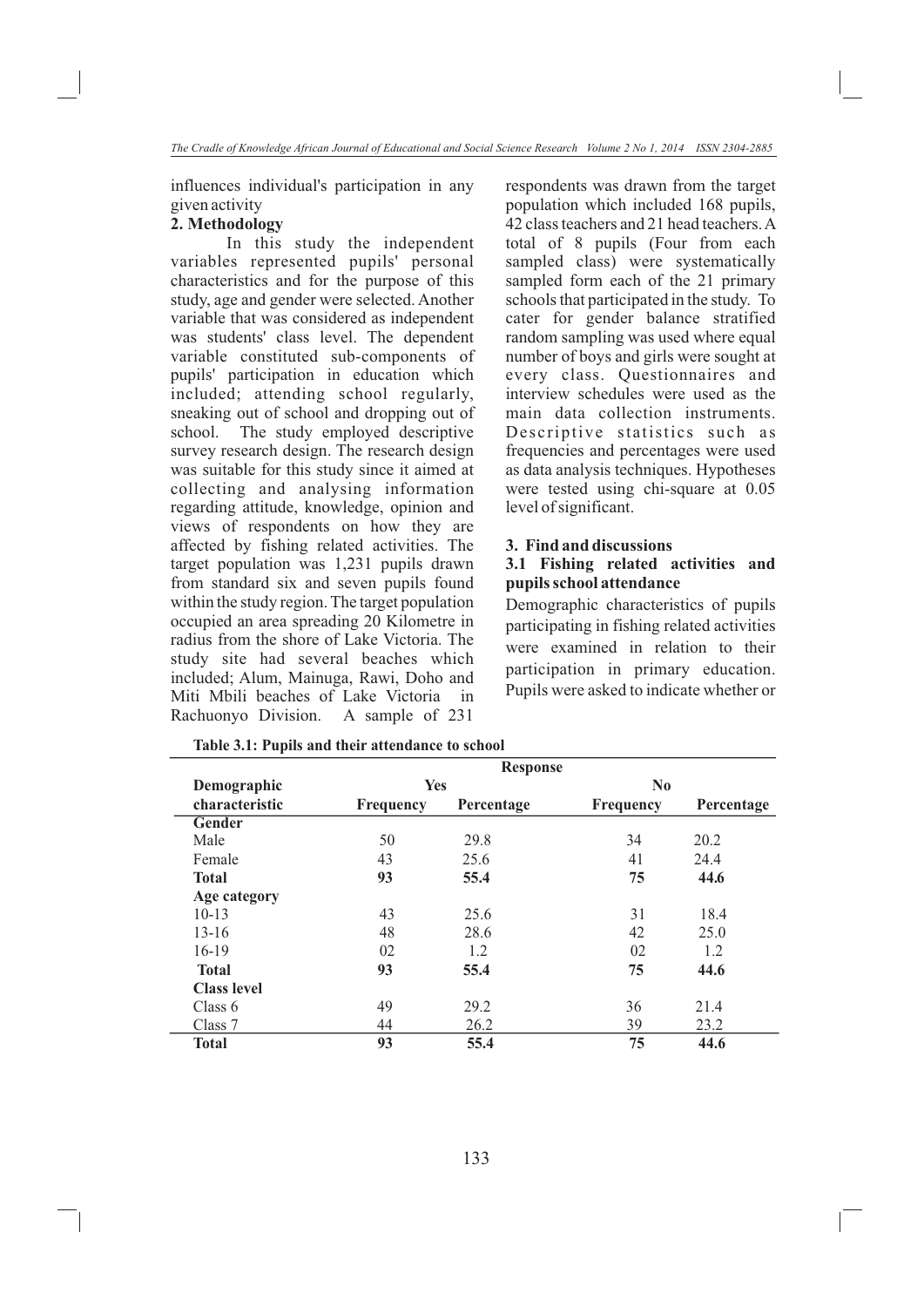influences individual's participation in any given activity

## 2. Methodology

In this study the independent variables represented pupils' personal characteristics and for the purpose of this study, age and gender were selected. Another variable that was considered as independent was students' class level. The dependent variable constituted sub-components of pupils' participation in education which included; attending school regularly, sneaking out of school and dropping out of school. The study employed descriptive survey research design. The research design was suitable for this study since it aimed at collecting and analysing information regarding attitude, knowledge, opinion and views of respondents on how they are affected by fishing related activities. The target population was 1,231 pupils drawn from standard six and seven pupils found within the study region. The target population occupied an area spreading 20 Kilometre in radius from the shore of Lake Victoria. The study site had several beaches which included; Alum, Mainuga, Rawi, Doho and Miti Mbili beaches of Lake Victoria in Rachuonyo Division. A sample of 231 respondents was drawn from the target population which included 168 pupils, 42 class teachers and 21 head teachers. A total of 8 pupils (Four from each sampled class) were systematically sampled form each of the 21 primary schools that participated in the study. To cater for gender balance stratified random sampling was used where equal number of boys and girls were sought at every class. Questionnaires and interview schedules were used as the main data collection instruments. Descriptive statistics such as frequencies and percentages were used as data analysis techniques. Hypotheses were tested using chi-square at 0.05 level of significant.

## 3. Find and discussions

### 3.1 Fishing related activities and pupils school attendance

Demographic characteristics of pupils participating in fishing related activities were examined in relation to their participation in primary education. Pupils were asked to indicate whether or

**Table 3.1: Pupils and their attendance to school**

| | Response | | | |
|---|---|---|---|---|
| **Demographic** | **Yes** | | **No** | |
| **characteristic** | **Frequency** | **Percentage** | **Frequency** | **Percentage** |
| **Gender** | | | | |
| Male | 50 | 29.8 | 34 | 20.2 |
| Female | 43 | 25.6 | 41 | 24.4 |
| **Total** | **93** | **55.4** | **75** | **44.6** |
| **Age category** | | | | |
| 10-13 | 43 | 25.6 | 31 | 18.4 |
| 13-16 | 48 | 28.6 | 42 | 25.0 |
| 16-19 | 02 | 1.2 | 02 | 1.2 |
| **Total** | **93** | **55.4** | **75** | **44.6** |
| **Class level** | | | | |
| Class 6 | 49 | 29.2 | 36 | 21.4 |
| Class 7 | 44 | 26.2 | 39 | 23.2 |
| **Total** | **93** | **55.4** | **75** | **44.6** |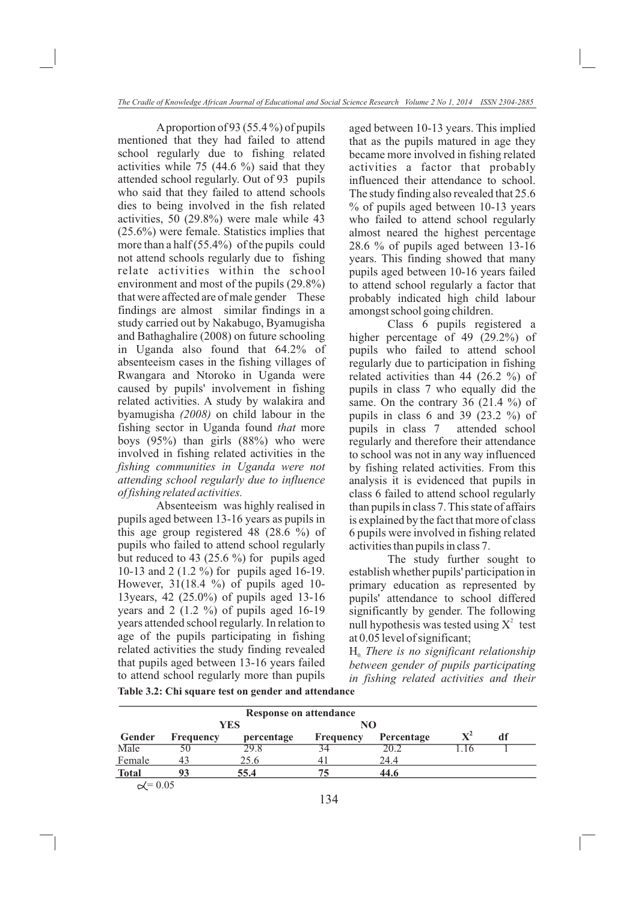A proportion of 93 (55.4 %) of pupils mentioned that they had failed to attend school regularly due to fishing related activities while 75 (44.6 %) said that they attended school regularly. Out of 93 pupils who said that they failed to attend schools dies to being involved in the fish related activities, 50 (29.8%) were male while 43 (25.6%) were female. Statistics implies that more than a half (55.4%) of the pupils could not attend schools regularly due to fishing relate activities within the school environment and most of the pupils (29.8%) that were affected are of male gender These findings are almost similar findings in a study carried out by Nakabugo, Byamugisha and Bathaghalire (2008) on future schooling in Uganda also found that 64.2% of absenteeism cases in the fishing villages of Rwangara and Ntoroko in Uganda were caused by pupils' involvement in fishing related activities. A study by walakira and byamugisha *(2008)* on child labour in the fishing sector in Uganda found *that* more boys (95%) than girls (88%) who were involved in fishing related activities in the *fishing communities in Uganda were not attending school regularly due to influence of fishing related activities.*

Absenteeism was highly realised in pupils aged between 13-16 years as pupils in this age group registered 48 (28.6 %) of pupils who failed to attend school regularly but reduced to 43 (25.6 %) for pupils aged 10-13 and 2 (1.2 %) for pupils aged 16-19. However, 31(18.4 %) of pupils aged 10-13years, 42 (25.0%) of pupils aged 13-16 years and 2 (1.2 %) of pupils aged 16-19 years attended school regularly. In relation to age of the pupils participating in fishing related activities the study finding revealed that pupils aged between 13-16 years failed to attend school regularly more than pupils aged between 10-13 years. This implied that as the pupils matured in age they became more involved in fishing related activities a factor that probably influenced their attendance to school. The study finding also revealed that 25.6 % of pupils aged between 10-13 years who failed to attend school regularly almost neared the highest percentage 28.6 % of pupils aged between 13-16 years. This finding showed that many pupils aged between 10-16 years failed to attend school regularly a factor that probably indicated high child labour amongst school going children.

Class 6 pupils registered a higher percentage of 49 (29.2%) of pupils who failed to attend school regularly due to participation in fishing related activities than 44 (26.2 %) of pupils in class 7 who equally did the same. On the contrary 36 (21.4 %) of pupils in class 6 and 39 (23.2 %) of pupils in class 7 attended school regularly and therefore their attendance to school was not in any way influenced by fishing related activities. From this analysis it is evidenced that pupils in class 6 failed to attend school regularly than pupils in class 7. This state of affairs is explained by the fact that more of class 6 pupils were involved in fishing related activities than pupils in class 7.

The study further sought to establish whether pupils' participation in primary education as represented by pupils' attendance to school differed significantly by gender. The following null hypothesis was tested using $X^2$ test at 0.05 level of significant;

$H_0$ *There is no significant relationship between gender of pupils participating in fishing related activities and their*

**Table 3.2: Chi square test on gender and attendance**

| | Response on attendance | | | | | |
|---|---|---|---|---|---|---|
| | YES | | NO | | | |
| **Gender** | **Frequency** | **percentage** | **Frequency** | **Percentage** | $X^2$ | **df** |
| Male | 50 | 29.8 | 34 | 20.2 | 1.16 | 1 |
| Female | 43 | 25.6 | 41 | 24.4 | | |
| **Total** | **93** | **55.4** | **75** | **44.6** | | |

$\alpha = 0.05$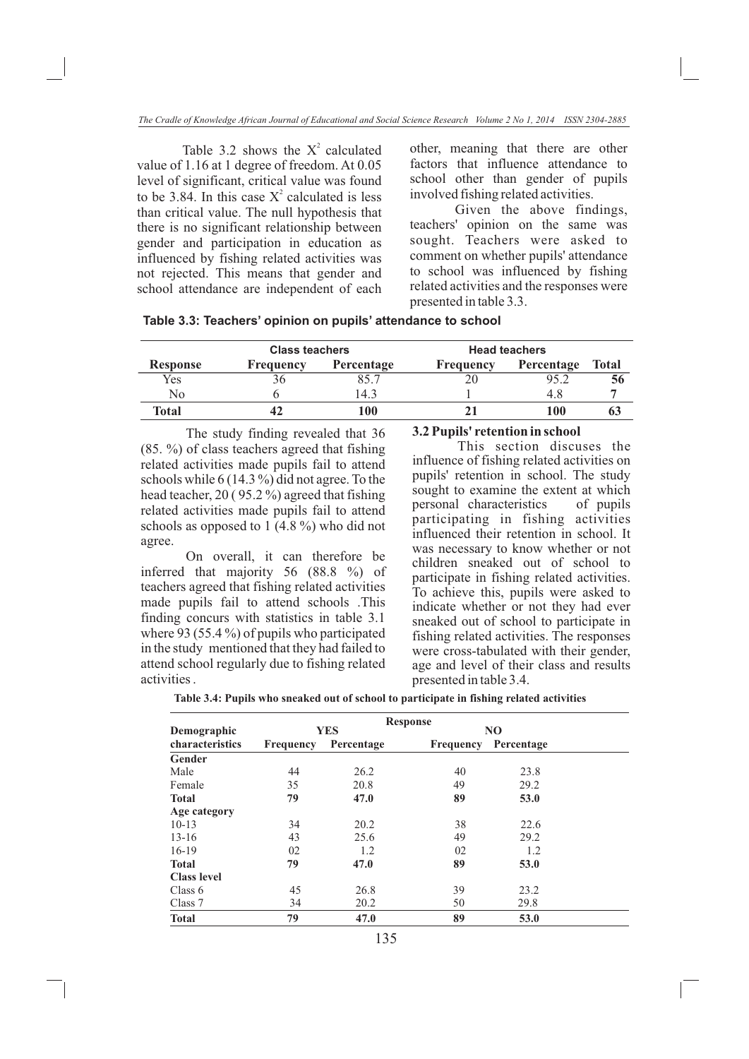Table 3.2 shows the $X^2$ calculated value of 1.16 at 1 degree of freedom. At 0.05 level of significant, critical value was found to be 3.84. In this case $X^2$ calculated is less than critical value. The null hypothesis that there is no significant relationship between gender and participation in education as influenced by fishing related activities was not rejected. This means that gender and school attendance are independent of each other, meaning that there are other factors that influence attendance to school other than gender of pupils involved fishing related activities.

Given the above findings, teachers' opinion on the same was sought. Teachers were asked to comment on whether pupils' attendance to school was influenced by fishing related activities and the responses were presented in table 3.3.

**Table 3.3: Teachers' opinion on pupils' attendance to school**

| | Class teachers | | Head teachers | | |
|---|---|---|---|---|---|
| **Response** | **Frequency** | **Percentage** | **Frequency** | **Percentage** | **Total** |
| Yes | 36 | 85.7 | 20 | 95.2 | **56** |
| No | 6 | 14.3 | 1 | 4.8 | **7** |
| **Total** | **42** | **100** | **21** | **100** | **63** |

The study finding revealed that 36 (85. %) of class teachers agreed that fishing related activities made pupils fail to attend schools while 6 (14.3 %) did not agree. To the head teacher, 20 ( 95.2 %) agreed that fishing related activities made pupils fail to attend schools as opposed to 1 (4.8 %) who did not agree.

On overall, it can therefore be inferred that majority 56 (88.8 %) of teachers agreed that fishing related activities made pupils fail to attend schools .This finding concurs with statistics in table 3.1 where 93 (55.4 %) of pupils who participated in the study mentioned that they had failed to attend school regularly due to fishing related activities .

### 3.2 Pupils' retention in school

This section discuses the influence of fishing related activities on pupils' retention in school. The study sought to examine the extent at which personal characteristics of pupils participating in fishing activities influenced their retention in school. It was necessary to know whether or not children sneaked out of school to participate in fishing related activities. To achieve this, pupils were asked to indicate whether or not they had ever sneaked out of school to participate in fishing related activities. The responses were cross-tabulated with their gender, age and level of their class and results presented in table 3.4.

**Table 3.4: Pupils who sneaked out of school to participate in fishing related activities**

| | Response | | | |
|---|---|---|---|---|
| **Demographic** | **YES** | | **NO** | |
| **characteristics** | **Frequency** | **Percentage** | **Frequency** | **Percentage** |
| **Gender** | | | | |
| Male | 44 | 26.2 | 40 | 23.8 |
| Female | 35 | 20.8 | 49 | 29.2 |
| **Total** | **79** | **47.0** | **89** | **53.0** |
| **Age category** | | | | |
| 10-13 | 34 | 20.2 | 38 | 22.6 |
| 13-16 | 43 | 25.6 | 49 | 29.2 |
| 16-19 | 02 | 1.2 | 02 | 1.2 |
| **Total** | **79** | **47.0** | **89** | **53.0** |
| **Class level** | | | | |
| Class 6 | 45 | 26.8 | 39 | 23.2 |
| Class 7 | 34 | 20.2 | 50 | 29.8 |
| **Total** | **79** | **47.0** | **89** | **53.0** |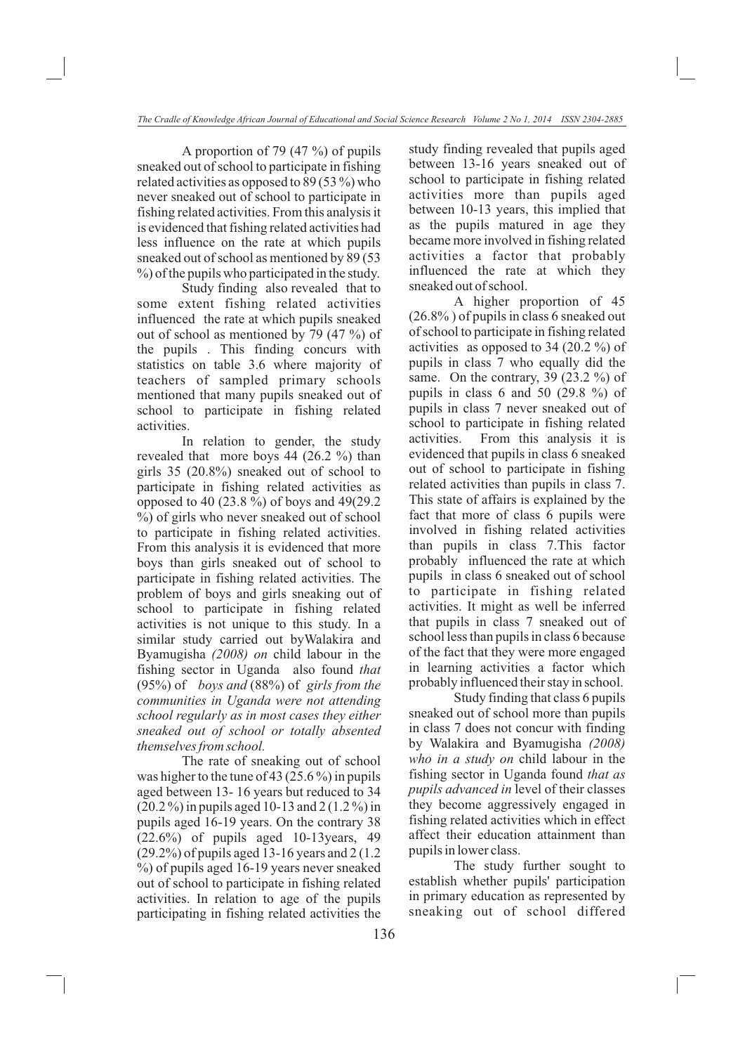A proportion of 79 (47 %) of pupils sneaked out of school to participate in fishing related activities as opposed to 89 (53 %) who never sneaked out of school to participate in fishing related activities. From this analysis it is evidenced that fishing related activities had less influence on the rate at which pupils sneaked out of school as mentioned by 89 (53 %) of the pupils who participated in the study.

Study finding also revealed that to some extent fishing related activities influenced the rate at which pupils sneaked out of school as mentioned by 79 (47 %) of the pupils . This finding concurs with statistics on table 3.6 where majority of teachers of sampled primary schools mentioned that many pupils sneaked out of school to participate in fishing related activities.

In relation to gender, the study revealed that more boys 44 (26.2 %) than girls 35 (20.8%) sneaked out of school to participate in fishing related activities as opposed to 40 (23.8 %) of boys and 49(29.2 %) of girls who never sneaked out of school to participate in fishing related activities. From this analysis it is evidenced that more boys than girls sneaked out of school to participate in fishing related activities. The problem of boys and girls sneaking out of school to participate in fishing related activities is not unique to this study. In a similar study carried out byWalakira and Byamugisha *(2008) on* child labour in the fishing sector in Uganda also found *that* (95%) of *boys and* (88%) of *girls from the communities in Uganda were not attending school regularly as in most cases they either sneaked out of school or totally absented themselves from school.*

The rate of sneaking out of school was higher to the tune of 43 (25.6 %) in pupils aged between 13- 16 years but reduced to 34 (20.2 %) in pupils aged 10-13 and 2 (1.2 %) in pupils aged 16-19 years. On the contrary 38 (22.6%) of pupils aged 10-13years, 49 (29.2%) of pupils aged 13-16 years and 2 (1.2 %) of pupils aged 16-19 years never sneaked out of school to participate in fishing related activities. In relation to age of the pupils participating in fishing related activities the study finding revealed that pupils aged between 13-16 years sneaked out of school to participate in fishing related activities more than pupils aged between 10-13 years, this implied that as the pupils matured in age they became more involved in fishing related activities a factor that probably influenced the rate at which they sneaked out of school.

A higher proportion of 45 (26.8% ) of pupils in class 6 sneaked out of school to participate in fishing related activities as opposed to 34 (20.2 %) of pupils in class 7 who equally did the same. On the contrary, 39 (23.2 %) of pupils in class 6 and 50 (29.8 %) of pupils in class 7 never sneaked out of school to participate in fishing related activities. From this analysis it is evidenced that pupils in class 6 sneaked out of school to participate in fishing related activities than pupils in class 7. This state of affairs is explained by the fact that more of class 6 pupils were involved in fishing related activities than pupils in class 7.This factor probably influenced the rate at which pupils in class 6 sneaked out of school to participate in fishing related activities. It might as well be inferred that pupils in class 7 sneaked out of school less than pupils in class 6 because of the fact that they were more engaged in learning activities a factor which probably influenced their stay in school.

Study finding that class 6 pupils sneaked out of school more than pupils in class 7 does not concur with finding by Walakira and Byamugisha *(2008) who in a study on* child labour in the fishing sector in Uganda found *that as pupils advanced in* level of their classes they become aggressively engaged in fishing related activities which in effect affect their education attainment than pupils in lower class.

The study further sought to establish whether pupils' participation in primary education as represented by sneaking out of school differed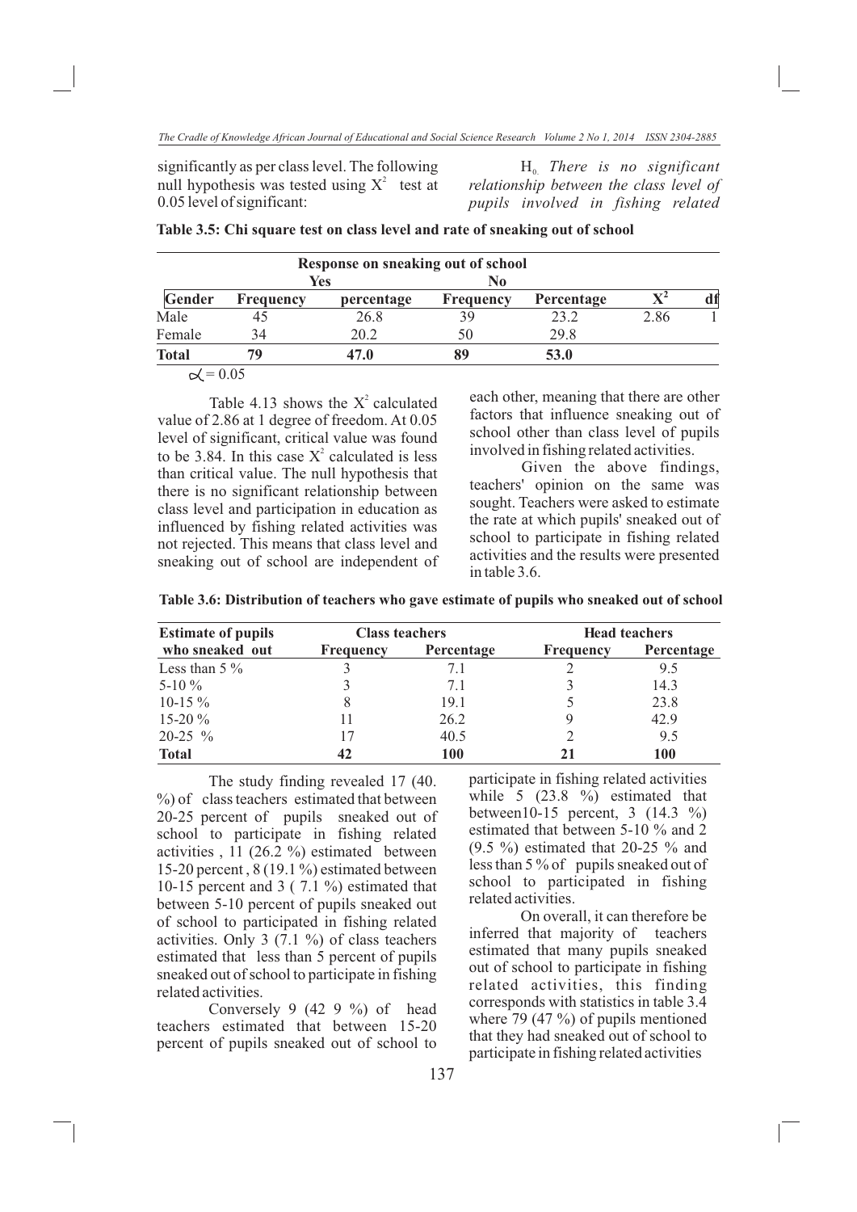significantly as per class level. The following null hypothesis was tested using $X^2$ test at 0.05 level of significant:

$H_0$: *There is no significant relationship between the class level of pupils involved in fishing related*

**Table 3.5: Chi square test on class level and rate of sneaking out of school**

| | Response on sneaking out of school | | | | | |
|---|---|---|---|---|---|---|
| | Yes | | No | | | |
| **Gender** | **Frequency** | **percentage** | **Frequency** | **Percentage** | $X^2$ | **df** |
| Male | 45 | 26.8 | 39 | 23.2 | 2.86 | 1 |
| Female | 34 | 20.2 | 50 | 29.8 | | |
| **Total** | **79** | **47.0** | **89** | **53.0** | | |

$\alpha = 0.05$

Table 4.13 shows the $X^2$ calculated value of 2.86 at 1 degree of freedom. At 0.05 level of significant, critical value was found to be 3.84. In this case $X^2$ calculated is less than critical value. The null hypothesis that there is no significant relationship between class level and participation in education as influenced by fishing related activities was not rejected. This means that class level and sneaking out of school are independent of each other, meaning that there are other factors that influence sneaking out of school other than class level of pupils involved in fishing related activities.

Given the above findings, teachers' opinion on the same was sought. Teachers were asked to estimate the rate at which pupils' sneaked out of school to participate in fishing related activities and the results were presented in table 3.6.

**Table 3.6: Distribution of teachers who gave estimate of pupils who sneaked out of school**

| Estimate of pupils who sneaked out | Class teachers | | Head teachers | |
|---|---|---|---|---|
| | Frequency | Percentage | Frequency | Percentage |
| Less than 5 % | 3 | 7.1 | 2 | 9.5 |
| 5-10 % | 3 | 7.1 | 3 | 14.3 |
| 10-15 % | 8 | 19.1 | 5 | 23.8 |
| 15-20 % | 11 | 26.2 | 9 | 42.9 |
| 20-25 % | 17 | 40.5 | 2 | 9.5 |
| **Total** | **42** | **100** | **21** | **100** |

The study finding revealed 17 (40. %) of class teachers estimated that between 20-25 percent of pupils sneaked out of school to participate in fishing related activities , 11 (26.2 %) estimated between 15-20 percent , 8 (19.1 %) estimated between 10-15 percent and 3 ( 7.1 %) estimated that between 5-10 percent of pupils sneaked out of school to participated in fishing related activities. Only 3 (7.1 %) of class teachers estimated that less than 5 percent of pupils sneaked out of school to participate in fishing related activities.

Conversely 9 (42 9 %) of head teachers estimated that between 15-20 percent of pupils sneaked out of school to participate in fishing related activities while 5 (23.8 %) estimated that between10-15 percent, 3 (14.3 %) estimated that between 5-10 % and 2 (9.5 %) estimated that 20-25 % and less than 5 % of pupils sneaked out of school to participated in fishing related activities.

On overall, it can therefore be inferred that majority of teachers estimated that many pupils sneaked out of school to participate in fishing related activities, this finding corresponds with statistics in table 3.4 where 79 (47 %) of pupils mentioned that they had sneaked out of school to participate in fishing related activities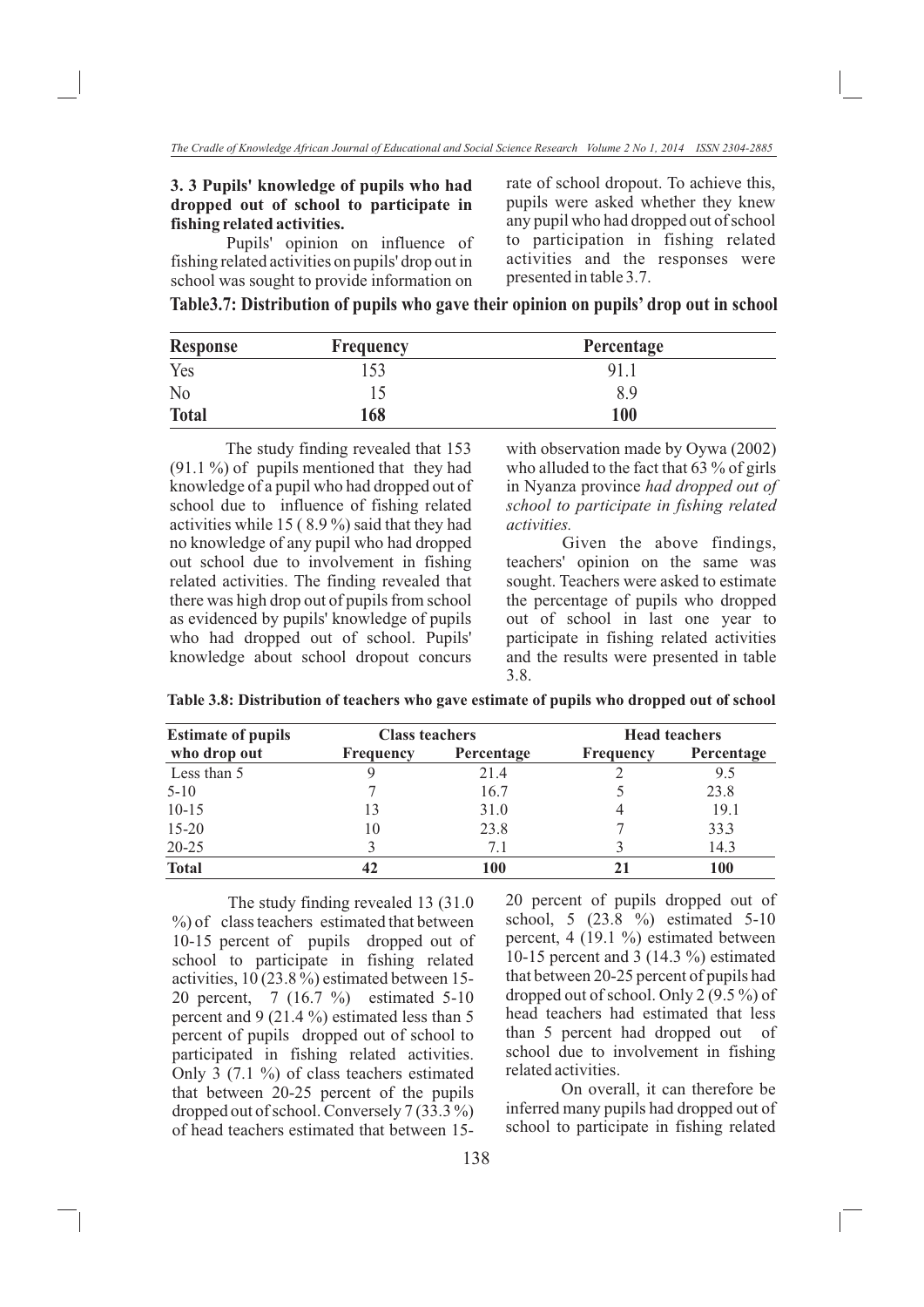### 3. 3 Pupils' knowledge of pupils who had dropped out of school to participate in fishing related activities.

Pupils' opinion on influence of fishing related activities on pupils' drop out in school was sought to provide information on rate of school dropout. To achieve this, pupils were asked whether they knew any pupil who had dropped out of school to participation in fishing related activities and the responses were presented in table 3.7.

**Table3.7: Distribution of pupils who gave their opinion on pupils' drop out in school**

| Response | Frequency | Percentage |
|---|---|---|
| Yes | 153 | 91.1 |
| No | 15 | 8.9 |
| **Total** | **168** | **100** |

The study finding revealed that 153 (91.1 %) of pupils mentioned that they had knowledge of a pupil who had dropped out of school due to influence of fishing related activities while 15 ( 8.9 %) said that they had no knowledge of any pupil who had dropped out school due to involvement in fishing related activities. The finding revealed that there was high drop out of pupils from school as evidenced by pupils' knowledge of pupils who had dropped out of school. Pupils' knowledge about school dropout concurs with observation made by Oywa (2002) who alluded to the fact that 63 % of girls in Nyanza province *had dropped out of school to participate in fishing related activities.*

Given the above findings, teachers' opinion on the same was sought. Teachers were asked to estimate the percentage of pupils who dropped out of school in last one year to participate in fishing related activities and the results were presented in table 3.8.

**Table 3.8: Distribution of teachers who gave estimate of pupils who dropped out of school**

| Estimate of pupils who drop out | Class teachers | | Head teachers | |
|---|---|---|---|---|
| | Frequency | Percentage | Frequency | Percentage |
| Less than 5 | 9 | 21.4 | 2 | 9.5 |
| 5-10 | 7 | 16.7 | 5 | 23.8 |
| 10-15 | 13 | 31.0 | 4 | 19.1 |
| 15-20 | 10 | 23.8 | 7 | 33.3 |
| 20-25 | 3 | 7.1 | 3 | 14.3 |
| **Total** | **42** | **100** | **21** | **100** |

The study finding revealed 13 (31.0 %) of class teachers estimated that between 10-15 percent of pupils dropped out of school to participate in fishing related activities, 10 (23.8 %) estimated between 15-20 percent, 7 (16.7 %) estimated 5-10 percent and 9 (21.4 %) estimated less than 5 percent of pupils dropped out of school to participated in fishing related activities. Only 3 (7.1 %) of class teachers estimated that between 20-25 percent of the pupils dropped out of school. Conversely 7 (33.3 %) of head teachers estimated that between 15-20 percent of pupils dropped out of school, 5 (23.8 %) estimated 5-10 percent, 4 (19.1 %) estimated between 10-15 percent and 3 (14.3 %) estimated that between 20-25 percent of pupils had dropped out of school. Only 2 (9.5 %) of head teachers had estimated that less than 5 percent had dropped out of school due to involvement in fishing related activities.

On overall, it can therefore be inferred many pupils had dropped out of school to participate in fishing related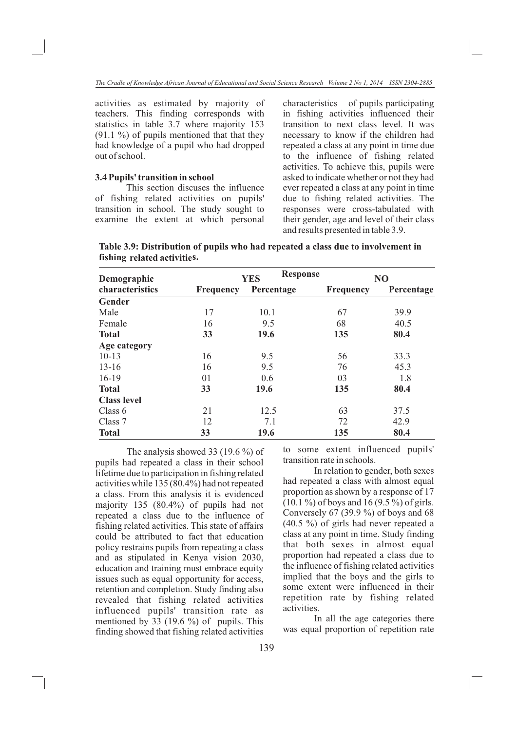activities as estimated by majority of teachers. This finding corresponds with statistics in table 3.7 where majority 153 (91.1 %) of pupils mentioned that that they had knowledge of a pupil who had dropped out of school.

### 3.4 Pupils' transition in school

This section discuses the influence of fishing related activities on pupils' transition in school. The study sought to examine the extent at which personal characteristics of pupils participating in fishing activities influenced their transition to next class level. It was necessary to know if the children had repeated a class at any point in time due to the influence of fishing related activities. To achieve this, pupils were asked to indicate whether or not they had ever repeated a class at any point in time due to fishing related activities. The responses were cross-tabulated with their gender, age and level of their class and results presented in table 3.9.

**Table 3.9: Distribution of pupils who had repeated a class due to involvement in fishing related activities.**

| Demographic characteristics | Response | | | |
|---|---|---|---|---|
| | YES | | NO | |
| | Frequency | Percentage | Frequency | Percentage |
| **Gender** | | | | |
| Male | 17 | 10.1 | 67 | 39.9 |
| Female | 16 | 9.5 | 68 | 40.5 |
| **Total** | **33** | **19.6** | **135** | **80.4** |
| **Age category** | | | | |
| 10-13 | 16 | 9.5 | 56 | 33.3 |
| 13-16 | 16 | 9.5 | 76 | 45.3 |
| 16-19 | 01 | 0.6 | 03 | 1.8 |
| **Total** | **33** | **19.6** | **135** | **80.4** |
| **Class level** | | | | |
| Class 6 | 21 | 12.5 | 63 | 37.5 |
| Class 7 | 12 | 7.1 | 72 | 42.9 |
| **Total** | **33** | **19.6** | **135** | **80.4** |

The analysis showed 33 (19.6 %) of pupils had repeated a class in their school lifetime due to participation in fishing related activities while 135 (80.4%) had not repeated a class. From this analysis it is evidenced majority 135 (80.4%) of pupils had not repeated a class due to the influence of fishing related activities. This state of affairs could be attributed to fact that education policy restrains pupils from repeating a class and as stipulated in Kenya vision 2030, education and training must embrace equity issues such as equal opportunity for access, retention and completion. Study finding also revealed that fishing related activities influenced pupils' transition rate as mentioned by 33 (19.6 %) of pupils. This finding showed that fishing related activities to some extent influenced pupils' transition rate in schools.

In relation to gender, both sexes had repeated a class with almost equal proportion as shown by a response of 17 (10.1 %) of boys and 16 (9.5 %) of girls. Conversely 67 (39.9 %) of boys and 68 (40.5 %) of girls had never repeated a class at any point in time. Study finding that both sexes in almost equal proportion had repeated a class due to the influence of fishing related activities implied that the boys and the girls to some extent were influenced in their repetition rate by fishing related activities.

In all the age categories there was equal proportion of repetition rate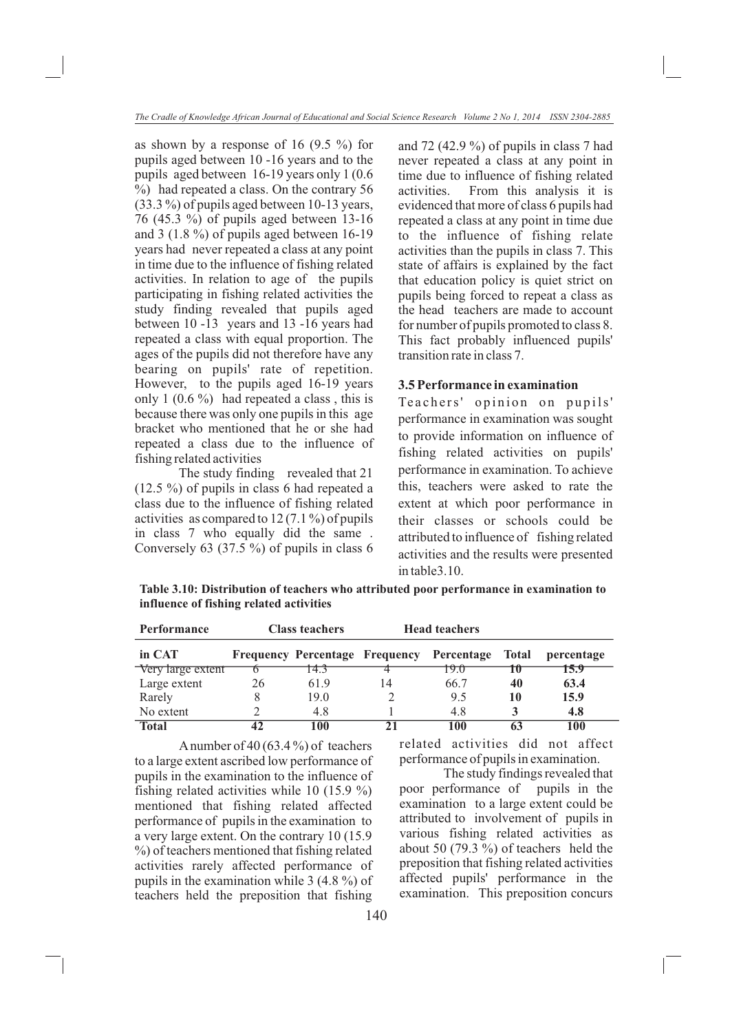as shown by a response of 16 (9.5 %) for pupils aged between 10 -16 years and to the pupils aged between 16-19 years only l (0.6 %) had repeated a class. On the contrary 56 (33.3 %) of pupils aged between 10-13 years, 76 (45.3 %) of pupils aged between 13-16 and 3 (1.8 %) of pupils aged between 16-19 years had never repeated a class at any point in time due to the influence of fishing related activities. In relation to age of the pupils participating in fishing related activities the study finding revealed that pupils aged between 10 -13 years and 13 -16 years had repeated a class with equal proportion. The ages of the pupils did not therefore have any bearing on pupils' rate of repetition. However, to the pupils aged 16-19 years only 1 (0.6 %) had repeated a class , this is because there was only one pupils in this age bracket who mentioned that he or she had repeated a class due to the influence of fishing related activities

The study finding revealed that 21 (12.5 %) of pupils in class 6 had repeated a class due to the influence of fishing related activities as compared to 12 (7.1 %) of pupils in class 7 who equally did the same . Conversely 63 (37.5 %) of pupils in class 6 and 72 (42.9 %) of pupils in class 7 had never repeated a class at any point in time due to influence of fishing related activities. From this analysis it is evidenced that more of class 6 pupils had repeated a class at any point in time due to the influence of fishing relate activities than the pupils in class 7. This state of affairs is explained by the fact that education policy is quiet strict on pupils being forced to repeat a class as the head teachers are made to account for number of pupils promoted to class 8. This fact probably influenced pupils' transition rate in class 7.

### 3.5 Performance in examination

Teachers' opinion on pupils' performance in examination was sought to provide information on influence of fishing related activities on pupils' performance in examination. To achieve this, teachers were asked to rate the extent at which poor performance in their classes or schools could be attributed to influence of fishing related activities and the results were presented in table3.10.

**Table 3.10: Distribution of teachers who attributed poor performance in examination to influence of fishing related activities**

| Performance | Class teachers | | Head teachers | | | |
|---|---|---|---|---|---|---|
| in CAT | Frequency | Percentage | Frequency | Percentage | Total | percentage |
| Very large extent | 6 | 14.3 | 4 | 19.0 | **10** | **15.9** |
| Large extent | 26 | 61.9 | 14 | 66.7 | **40** | **63.4** |
| Rarely | 8 | 19.0 | 2 | 9.5 | **10** | **15.9** |
| No extent | 2 | 4.8 | 1 | 4.8 | **3** | **4.8** |
| **Total** | **42** | **100** | **21** | **100** | **63** | **100** |

A number of 40 (63.4 %) of teachers to a large extent ascribed low performance of pupils in the examination to the influence of fishing related activities while 10 (15.9 %) mentioned that fishing related affected performance of pupils in the examination to a very large extent. On the contrary 10 (15.9 %) of teachers mentioned that fishing related activities rarely affected performance of pupils in the examination while 3 (4.8 %) of teachers held the preposition that fishing related activities did not affect performance of pupils in examination.

The study findings revealed that poor performance of pupils in the examination to a large extent could be attributed to involvement of pupils in various fishing related activities as about 50 (79.3 %) of teachers held the preposition that fishing related activities affected pupils' performance in the examination. This preposition concurs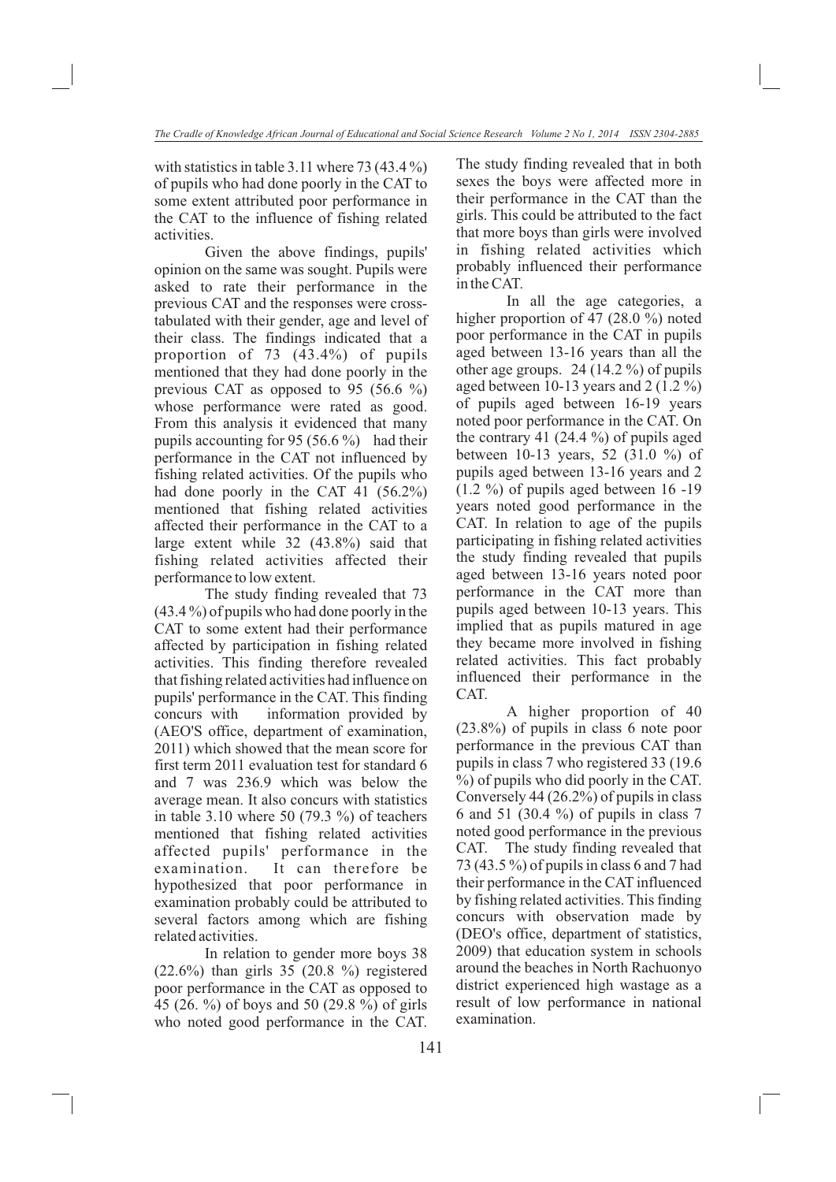with statistics in table 3.11 where 73 (43.4 %) of pupils who had done poorly in the CAT to some extent attributed poor performance in the CAT to the influence of fishing related activities.

Given the above findings, pupils' opinion on the same was sought. Pupils were asked to rate their performance in the previous CAT and the responses were cross-tabulated with their gender, age and level of their class. The findings indicated that a proportion of 73 (43.4%) of pupils mentioned that they had done poorly in the previous CAT as opposed to 95 (56.6 %) whose performance were rated as good. From this analysis it evidenced that many pupils accounting for 95 (56.6 %) had their performance in the CAT not influenced by fishing related activities. Of the pupils who had done poorly in the CAT 41 (56.2%) mentioned that fishing related activities affected their performance in the CAT to a large extent while 32 (43.8%) said that fishing related activities affected their performance to low extent.

The study finding revealed that 73 (43.4 %) of pupils who had done poorly in the CAT to some extent had their performance affected by participation in fishing related activities. This finding therefore revealed that fishing related activities had influence on pupils' performance in the CAT. This finding concurs with information provided by (AEO'S office, department of examination, 2011) which showed that the mean score for first term 2011 evaluation test for standard 6 and 7 was 236.9 which was below the average mean. It also concurs with statistics in table 3.10 where 50 (79.3 %) of teachers mentioned that fishing related activities affected pupils' performance in the examination. It can therefore be hypothesized that poor performance in examination probably could be attributed to several factors among which are fishing related activities.

In relation to gender more boys 38 (22.6%) than girls 35 (20.8 %) registered poor performance in the CAT as opposed to 45 (26. %) of boys and 50 (29.8 %) of girls who noted good performance in the CAT. The study finding revealed that in both sexes the boys were affected more in their performance in the CAT than the girls. This could be attributed to the fact that more boys than girls were involved in fishing related activities which probably influenced their performance in the CAT.

In all the age categories, a higher proportion of 47 (28.0 %) noted poor performance in the CAT in pupils aged between 13-16 years than all the other age groups. 24 (14.2 %) of pupils aged between 10-13 years and 2 (1.2 %) of pupils aged between 16-19 years noted poor performance in the CAT. On the contrary 41 (24.4 %) of pupils aged between 10-13 years, 52 (31.0 %) of pupils aged between 13-16 years and 2 (1.2 %) of pupils aged between 16 -19 years noted good performance in the CAT. In relation to age of the pupils participating in fishing related activities the study finding revealed that pupils aged between 13-16 years noted poor performance in the CAT more than pupils aged between 10-13 years. This implied that as pupils matured in age they became more involved in fishing related activities. This fact probably influenced their performance in the CAT.

A higher proportion of 40 (23.8%) of pupils in class 6 note poor performance in the previous CAT than pupils in class 7 who registered 33 (19.6 %) of pupils who did poorly in the CAT. Conversely 44 (26.2%) of pupils in class 6 and 51 (30.4 %) of pupils in class 7 noted good performance in the previous CAT. The study finding revealed that 73 (43.5 %) of pupils in class 6 and 7 had their performance in the CAT influenced by fishing related activities. This finding concurs with observation made by (DEO's office, department of statistics, 2009) that education system in schools around the beaches in North Rachuonyo district experienced high wastage as a result of low performance in national examination.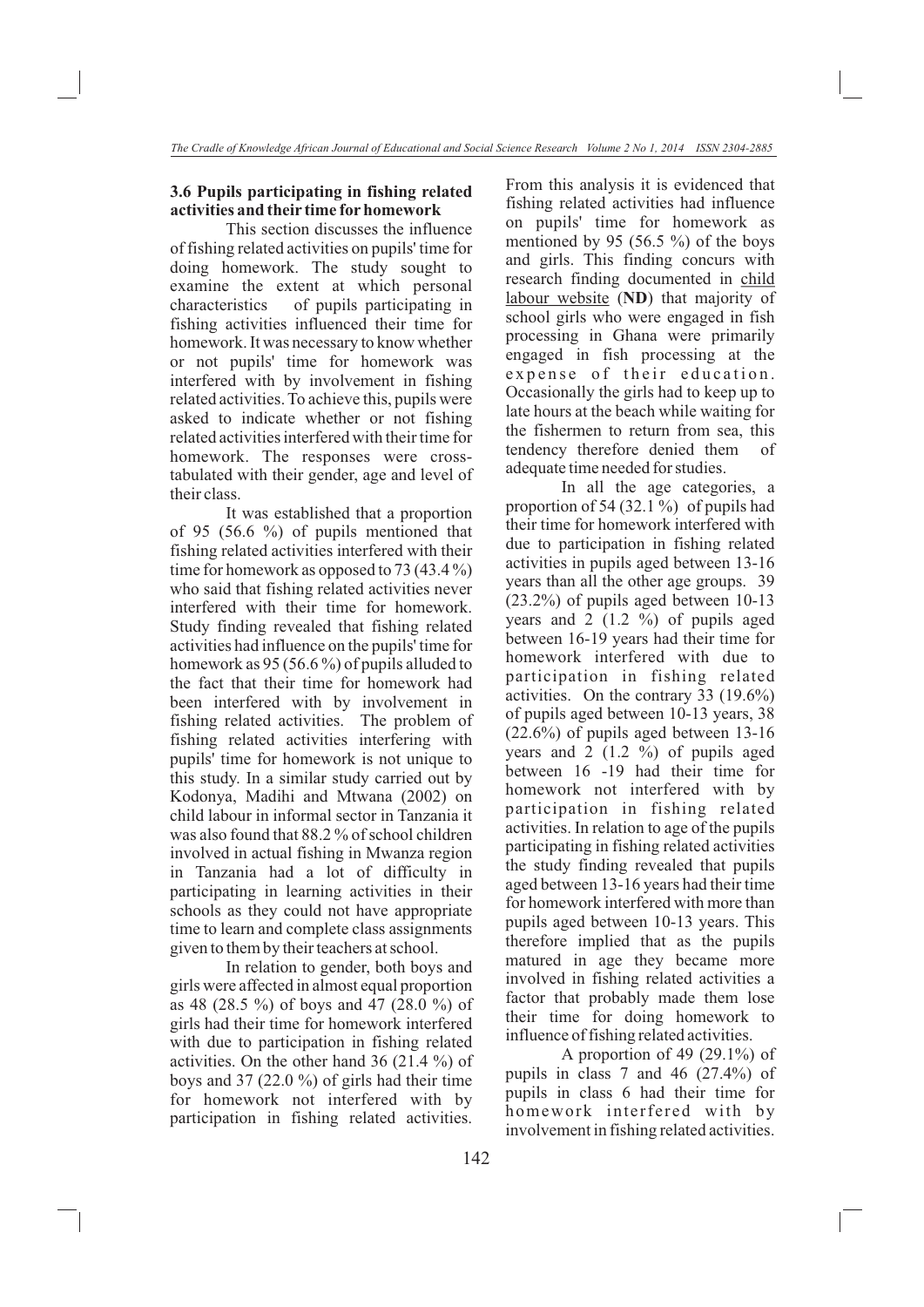### 3.6 Pupils participating in fishing related activities and their time for homework

This section discusses the influence of fishing related activities on pupils' time for doing homework. The study sought to examine the extent at which personal characteristics of pupils participating in fishing activities influenced their time for homework. It was necessary to know whether or not pupils' time for homework was interfered with by involvement in fishing related activities. To achieve this, pupils were asked to indicate whether or not fishing related activities interfered with their time for homework. The responses were cross-tabulated with their gender, age and level of their class.

It was established that a proportion of 95 (56.6 %) of pupils mentioned that fishing related activities interfered with their time for homework as opposed to 73 (43.4 %) who said that fishing related activities never interfered with their time for homework. Study finding revealed that fishing related activities had influence on the pupils' time for homework as 95 (56.6 %) of pupils alluded to the fact that their time for homework had been interfered with by involvement in fishing related activities. The problem of fishing related activities interfering with pupils' time for homework is not unique to this study. In a similar study carried out by Kodonya, Madihi and Mtwana (2002) on child labour in informal sector in Tanzania it was also found that 88.2 % of school children involved in actual fishing in Mwanza region in Tanzania had a lot of difficulty in participating in learning activities in their schools as they could not have appropriate time to learn and complete class assignments given to them by their teachers at school.

In relation to gender, both boys and girls were affected in almost equal proportion as 48 (28.5 %) of boys and 47 (28.0 %) of girls had their time for homework interfered with due to participation in fishing related activities. On the other hand 36 (21.4 %) of boys and 37 (22.0 %) of girls had their time for homework not interfered with by participation in fishing related activities. From this analysis it is evidenced that fishing related activities had influence on pupils' time for homework as mentioned by 95 (56.5 %) of the boys and girls. This finding concurs with research finding documented in child labour website (**ND**) that majority of school girls who were engaged in fish processing in Ghana were primarily engaged in fish processing at the expense of their education. Occasionally the girls had to keep up to late hours at the beach while waiting for the fishermen to return from sea, this tendency therefore denied them of adequate time needed for studies.

In all the age categories, a proportion of 54 (32.1 %) of pupils had their time for homework interfered with due to participation in fishing related activities in pupils aged between 13-16 years than all the other age groups. 39 (23.2%) of pupils aged between 10-13 years and 2 (1.2 %) of pupils aged between 16-19 years had their time for homework interfered with due to participation in fishing related activities. On the contrary 33 (19.6%) of pupils aged between 10-13 years, 38 (22.6%) of pupils aged between 13-16 years and 2 (1.2 %) of pupils aged between 16 -19 had their time for homework not interfered with by participation in fishing related activities. In relation to age of the pupils participating in fishing related activities the study finding revealed that pupils aged between 13-16 years had their time for homework interfered with more than pupils aged between 10-13 years. This therefore implied that as the pupils matured in age they became more involved in fishing related activities a factor that probably made them lose their time for doing homework to influence of fishing related activities.

A proportion of 49 (29.1%) of pupils in class 7 and 46 (27.4%) of pupils in class 6 had their time for homework interfered with by involvement in fishing related activities.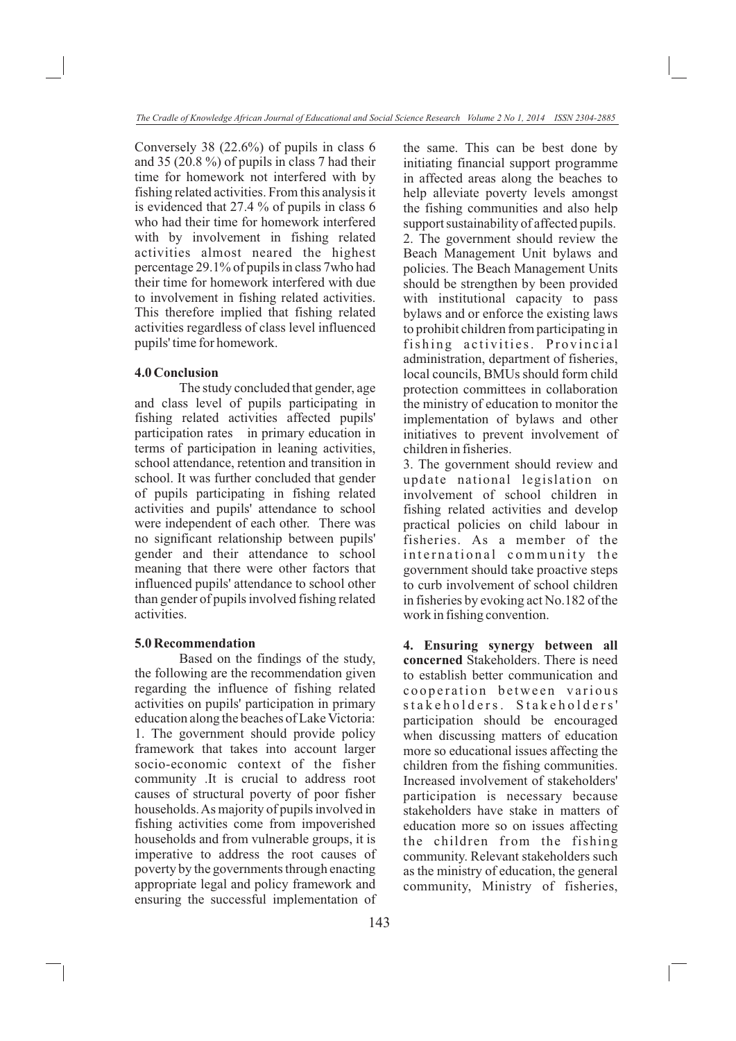Conversely 38 (22.6%) of pupils in class 6 and 35 (20.8 %) of pupils in class 7 had their time for homework not interfered with by fishing related activities. From this analysis it is evidenced that 27.4 % of pupils in class 6 who had their time for homework interfered with by involvement in fishing related activities almost neared the highest percentage 29.1% of pupils in class 7who had their time for homework interfered with due to involvement in fishing related activities. This therefore implied that fishing related activities regardless of class level influenced pupils' time for homework.

## 4.0 Conclusion

The study concluded that gender, age and class level of pupils participating in fishing related activities affected pupils' participation rates in primary education in terms of participation in leaning activities, school attendance, retention and transition in school. It was further concluded that gender of pupils participating in fishing related activities and pupils' attendance to school were independent of each other. There was no significant relationship between pupils' gender and their attendance to school meaning that there were other factors that influenced pupils' attendance to school other than gender of pupils involved fishing related activities.

## 5.0 Recommendation

Based on the findings of the study, the following are the recommendation given regarding the influence of fishing related activities on pupils' participation in primary education along the beaches of Lake Victoria:

1. The government should provide policy framework that takes into account larger socio-economic context of the fisher community .It is crucial to address root causes of structural poverty of poor fisher households. As majority of pupils involved in fishing activities come from impoverished households and from vulnerable groups, it is imperative to address the root causes of poverty by the governments through enacting appropriate legal and policy framework and ensuring the successful implementation of the same. This can be best done by initiating financial support programme in affected areas along the beaches to help alleviate poverty levels amongst the fishing communities and also help support sustainability of affected pupils.
2. The government should review the Beach Management Unit bylaws and policies. The Beach Management Units should be strengthen by been provided with institutional capacity to pass bylaws and or enforce the existing laws to prohibit children from participating in fishing activities. Provincial administration, department of fisheries, local councils, BMUs should form child protection committees in collaboration the ministry of education to monitor the implementation of bylaws and other initiatives to prevent involvement of children in fisheries.
3. The government should review and update national legislation on involvement of school children in fishing related activities and develop practical policies on child labour in fisheries. As a member of the international community the government should take proactive steps to curb involvement of school children in fisheries by evoking act No.182 of the work in fishing convention.

**4. Ensuring synergy between all concerned** Stakeholders. There is need to establish better communication and cooperation between various stakeholders. Stakeholders' participation should be encouraged when discussing matters of education more so educational issues affecting the children from the fishing communities. Increased involvement of stakeholders' participation is necessary because stakeholders have stake in matters of education more so on issues affecting the children from the fishing community. Relevant stakeholders such as the ministry of education, the general community, Ministry of fisheries,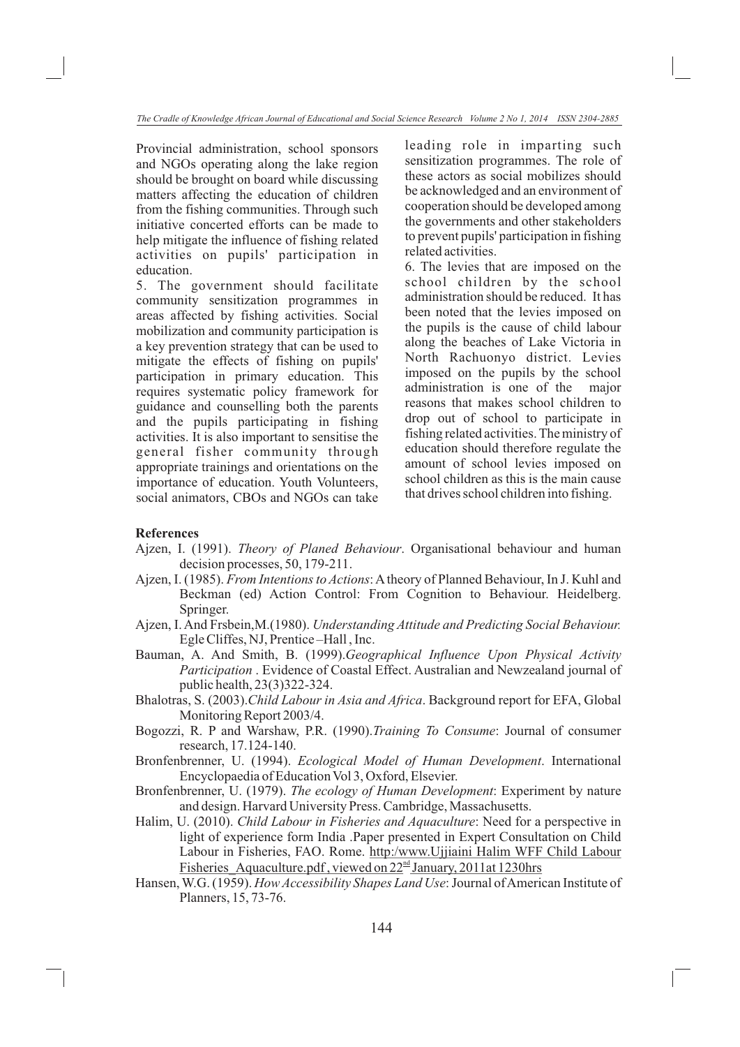Provincial administration, school sponsors and NGOs operating along the lake region should be brought on board while discussing matters affecting the education of children from the fishing communities. Through such initiative concerted efforts can be made to help mitigate the influence of fishing related activities on pupils' participation in education.

5. The government should facilitate community sensitization programmes in areas affected by fishing activities. Social mobilization and community participation is a key prevention strategy that can be used to mitigate the effects of fishing on pupils' participation in primary education. This requires systematic policy framework for guidance and counselling both the parents and the pupils participating in fishing activities. It is also important to sensitise the general fisher community through appropriate trainings and orientations on the importance of education. Youth Volunteers, social animators, CBOs and NGOs can take leading role in imparting such sensitization programmes. The role of these actors as social mobilizes should be acknowledged and an environment of cooperation should be developed among the governments and other stakeholders to prevent pupils' participation in fishing related activities.

6. The levies that are imposed on the school children by the school administration should be reduced. It has been noted that the levies imposed on the pupils is the cause of child labour along the beaches of Lake Victoria in North Rachuonyo district. Levies imposed on the pupils by the school administration is one of the major reasons that makes school children to drop out of school to participate in fishing related activities. The ministry of education should therefore regulate the amount of school levies imposed on school children as this is the main cause that drives school children into fishing.

## References

Ajzen, I. (1991). *Theory of Planed Behaviour*. Organisational behaviour and human decision processes, 50, 179-211.

Ajzen, I. (1985). *From Intentions to Actions*: A theory of Planned Behaviour, In J. Kuhl and Beckman (ed) Action Control: From Cognition to Behaviour. Heidelberg. Springer.

Ajzen, I. And Frsbein,M.(1980). *Understanding Attitude and Predicting Social Behaviour.* Egle Cliffes, NJ, Prentice –Hall , Inc.

Bauman, A. And Smith, B. (1999).*Geographical Influence Upon Physical Activity Participation* . Evidence of Coastal Effect. Australian and Newzealand journal of public health, 23(3)322-324.

Bhalotras, S. (2003).*Child Labour in Asia and Africa*. Background report for EFA, Global Monitoring Report 2003/4.

Bogozzi, R. P and Warshaw, P.R. (1990).*Training To Consume*: Journal of consumer research, 17.124-140.

Bronfenbrenner, U. (1994). *Ecological Model of Human Development*. International Encyclopaedia of Education Vol 3, Oxford, Elsevier.

Bronfenbrenner, U. (1979). *The ecology of Human Development*: Experiment by nature and design. Harvard University Press. Cambridge, Massachusetts.

Halim, U. (2010). *Child Labour in Fisheries and Aquaculture*: Need for a perspective in light of experience form India .Paper presented in Expert Consultation on Child Labour in Fisheries, FAO. Rome. http:/www.Ujjiaini Halim WFF Child Labour Fisheries_Aquaculture.pdf , viewed on 22nd January, 2011at 1230hrs

Hansen, W.G. (1959). *How Accessibility Shapes Land Use*: Journal of American Institute of Planners, 15, 73-76.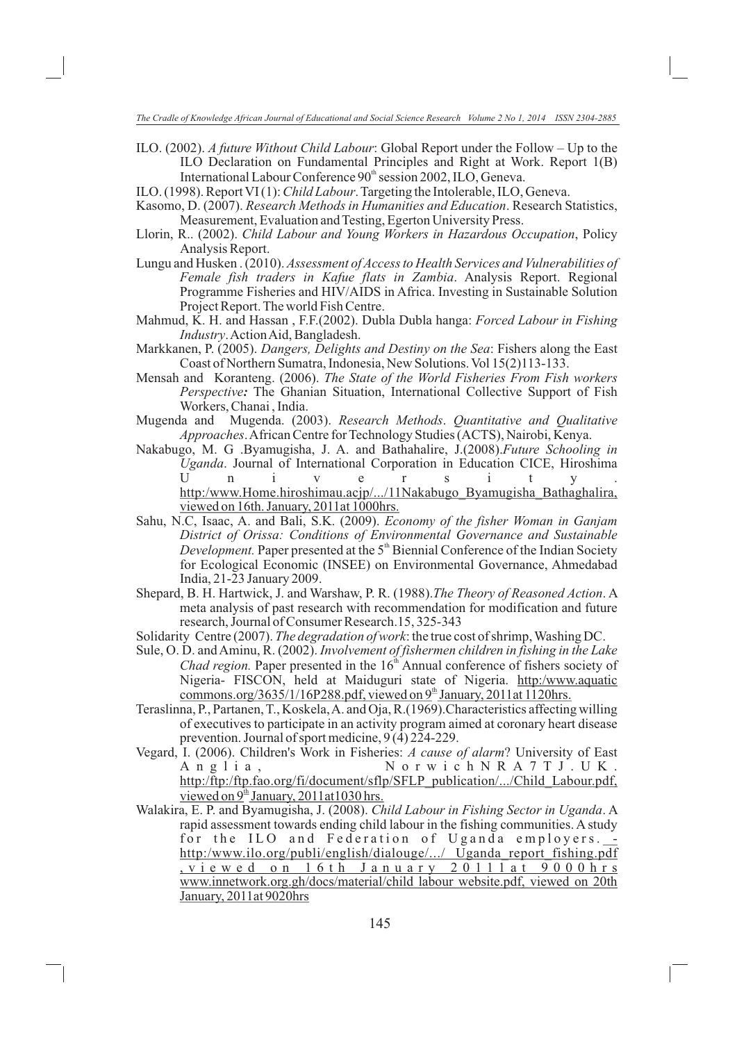ILO. (2002). *A future Without Child Labour*: Global Report under the Follow – Up to the ILO Declaration on Fundamental Principles and Right at Work. Report 1(B) International Labour Conference 90th session 2002, ILO, Geneva.

ILO. (1998). Report VI (1): *Child Labour*. Targeting the Intolerable, ILO, Geneva.

Kasomo, D. (2007). *Research Methods in Humanities and Education*. Research Statistics, Measurement, Evaluation and Testing, Egerton University Press.

Llorin, R.. (2002). *Child Labour and Young Workers in Hazardous Occupation*, Policy Analysis Report.

Lungu and Husken . (2010). *Assessment of Access to Health Services and Vulnerabilities of Female fish traders in Kafue flats in Zambia*. Analysis Report. Regional Programme Fisheries and HIV/AIDS in Africa. Investing in Sustainable Solution Project Report. The world Fish Centre.

Mahmud, K. H. and Hassan , F.F.(2002). Dubla Dubla hanga: *Forced Labour in Fishing Industry*. Action Aid, Bangladesh.

Markkanen, P. (2005). *Dangers, Delights and Destiny on the Sea*: Fishers along the East Coast of Northern Sumatra, Indonesia, New Solutions. Vol 15(2)113-133.

Mensah and Koranteng. (2006). *The State of the World Fisheries From Fish workers Perspective:* The Ghanian Situation, International Collective Support of Fish Workers, Chanai , India.

Mugenda and Mugenda. (2003). *Research Methods*. *Quantitative and Qualitative Approaches*. African Centre for Technology Studies (ACTS), Nairobi, Kenya.

Nakabugo, M. G .Byamugisha, J. A. and Bathahalire, J.(2008).*Future Schooling in Uganda*. Journal of International Corporation in Education CICE, Hiroshima University. http:/www.Home.hiroshimau.acjp/.../11Nakabugo_Byamugisha_Bathaghalira, viewed on 16th. January, 2011at 1000hrs.

Sahu, N.C, Isaac, A. and Bali, S.K. (2009). *Economy of the fisher Woman in Ganjam District of Orissa: Conditions of Environmental Governance and Sustainable Development.* Paper presented at the 5th Biennial Conference of the Indian Society for Ecological Economic (INSEE) on Environmental Governance, Ahmedabad India, 21-23 January 2009.

Shepard, B. H. Hartwick, J. and Warshaw, P. R. (1988).*The Theory of Reasoned Action*. A meta analysis of past research with recommendation for modification and future research, Journal of Consumer Research.15, 325-343

Solidarity Centre (2007). *The degradation of work*: the true cost of shrimp, Washing DC.

Sule, O. D. and Aminu, R. (2002). *Involvement of fishermen children in fishing in the Lake Chad region.* Paper presented in the 16th Annual conference of fishers society of Nigeria- FISCON, held at Maiduguri state of Nigeria. http:/www.aquatic commons.org/3635/1/16P288.pdf, viewed on 9th January, 2011at 1120hrs.

Teraslinna, P., Partanen, T., Koskela, A. and Oja, R.(1969).Characteristics affecting willing of executives to participate in an activity program aimed at coronary heart disease prevention. Journal of sport medicine, 9 (4) 224-229.

Vegard, I. (2006). Children's Work in Fisheries: *A cause of alarm*? University of East Anglia, NorwichNRA7TJ.UK. http:/ftp:/ftp.fao.org/fi/document/sflp/SFLP_publication/.../Child_Labour.pdf, viewed on 9th January, 2011at1030 hrs.

Walakira, E. P. and Byamugisha, J. (2008). *Child Labour in Fishing Sector in Uganda*. A rapid assessment towards ending child labour in the fishing communities. A study for the ILO and Federation of Uganda employers. - http:/www.ilo.org/publi/english/dialouge/.../ Uganda_report_fishing.pdf , viewed on 16th January 20111at 9000hrs www.innetwork.org.gh/docs/material/child labour website.pdf, viewed on 20th January, 2011at 9020hrs